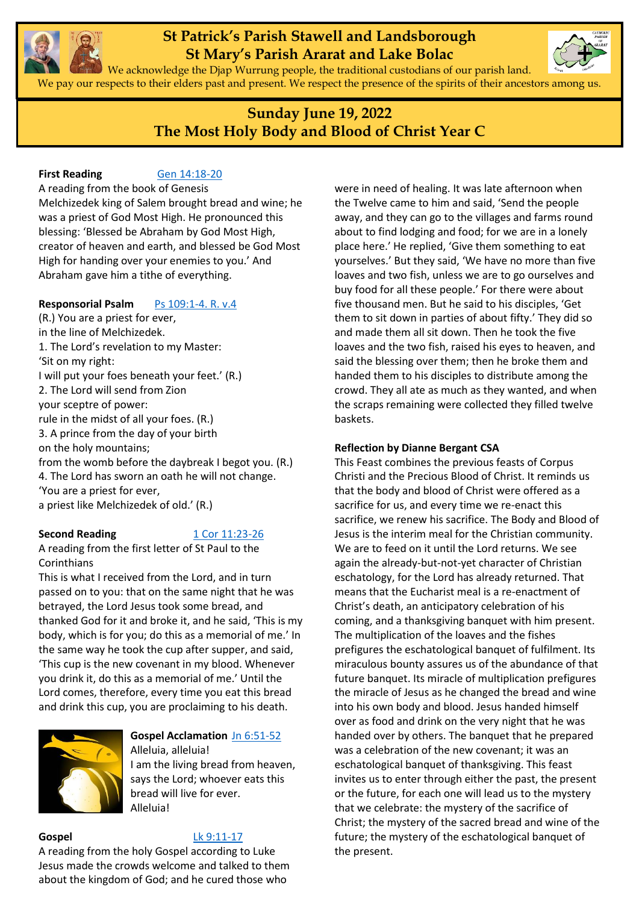# St Patrick's Parish Stawell and Landsborough
# St Mary's Parish Ararat and Lake Bolac

We acknowledge the Djap Wurrung people, the traditional custodians of our parish land. We pay our respects to their elders past and present. We respect the presence of the spirits of their ancestors among us.

## Sunday June 19, 2022
## The Most Holy Body and Blood of Christ Year C

**First Reading** Gen 14:18-20

A reading from the book of Genesis

Melchizedek king of Salem brought bread and wine; he was a priest of God Most High. He pronounced this blessing: 'Blessed be Abraham by God Most High, creator of heaven and earth, and blessed be God Most High for handing over your enemies to you.' And Abraham gave him a tithe of everything.

**Responsorial Psalm** Ps 109:1-4. R. v.4

(R.) You are a priest for ever,
in the line of Melchizedek.

1. The Lord's revelation to my Master:
'Sit on my right:
I will put your foes beneath your feet.' (R.)
2. The Lord will send from Zion
your sceptre of power:
rule in the midst of all your foes. (R.)
3. A prince from the day of your birth
on the holy mountains;
from the womb before the daybreak I begot you. (R.)
4. The Lord has sworn an oath he will not change.
'You are a priest for ever,
a priest like Melchizedek of old.' (R.)

**Second Reading** 1 Cor 11:23-26

A reading from the first letter of St Paul to the Corinthians

This is what I received from the Lord, and in turn passed on to you: that on the same night that he was betrayed, the Lord Jesus took some bread, and thanked God for it and broke it, and he said, 'This is my body, which is for you; do this as a memorial of me.' In the same way he took the cup after supper, and said, 'This cup is the new covenant in my blood. Whenever you drink it, do this as a memorial of me.' Until the Lord comes, therefore, every time you eat this bread and drink this cup, you are proclaiming to his death.

**Gospel Acclamation** Jn 6:51-52

Alleluia, alleluia!
I am the living bread from heaven, says the Lord; whoever eats this bread will live for ever.
Alleluia!

**Gospel** Lk 9:11-17

A reading from the holy Gospel according to Luke

Jesus made the crowds welcome and talked to them about the kingdom of God; and he cured those who were in need of healing. It was late afternoon when the Twelve came to him and said, 'Send the people away, and they can go to the villages and farms round about to find lodging and food; for we are in a lonely place here.' He replied, 'Give them something to eat yourselves.' But they said, 'We have no more than five loaves and two fish, unless we are to go ourselves and buy food for all these people.' For there were about five thousand men. But he said to his disciples, 'Get them to sit down in parties of about fifty.' They did so and made them all sit down. Then he took the five loaves and the two fish, raised his eyes to heaven, and said the blessing over them; then he broke them and handed them to his disciples to distribute among the crowd. They all ate as much as they wanted, and when the scraps remaining were collected they filled twelve baskets.

**Reflection by Dianne Bergant CSA**

This Feast combines the previous feasts of Corpus Christi and the Precious Blood of Christ. It reminds us that the body and blood of Christ were offered as a sacrifice for us, and every time we re-enact this sacrifice, we renew his sacrifice. The Body and Blood of Jesus is the interim meal for the Christian community. We are to feed on it until the Lord returns. We see again the already-but-not-yet character of Christian eschatology, for the Lord has already returned. That means that the Eucharist meal is a re-enactment of Christ's death, an anticipatory celebration of his coming, and a thanksgiving banquet with him present. The multiplication of the loaves and the fishes prefigures the eschatological banquet of fulfilment. Its miraculous bounty assures us of the abundance of that future banquet. Its miracle of multiplication prefigures the miracle of Jesus as he changed the bread and wine into his own body and blood. Jesus handed himself over as food and drink on the very night that he was handed over by others. The banquet that he prepared was a celebration of the new covenant; it was an eschatological banquet of thanksgiving. This feast invites us to enter through either the past, the present or the future, for each one will lead us to the mystery that we celebrate: the mystery of the sacrifice of Christ; the mystery of the sacred bread and wine of the future; the mystery of the eschatological banquet of the present.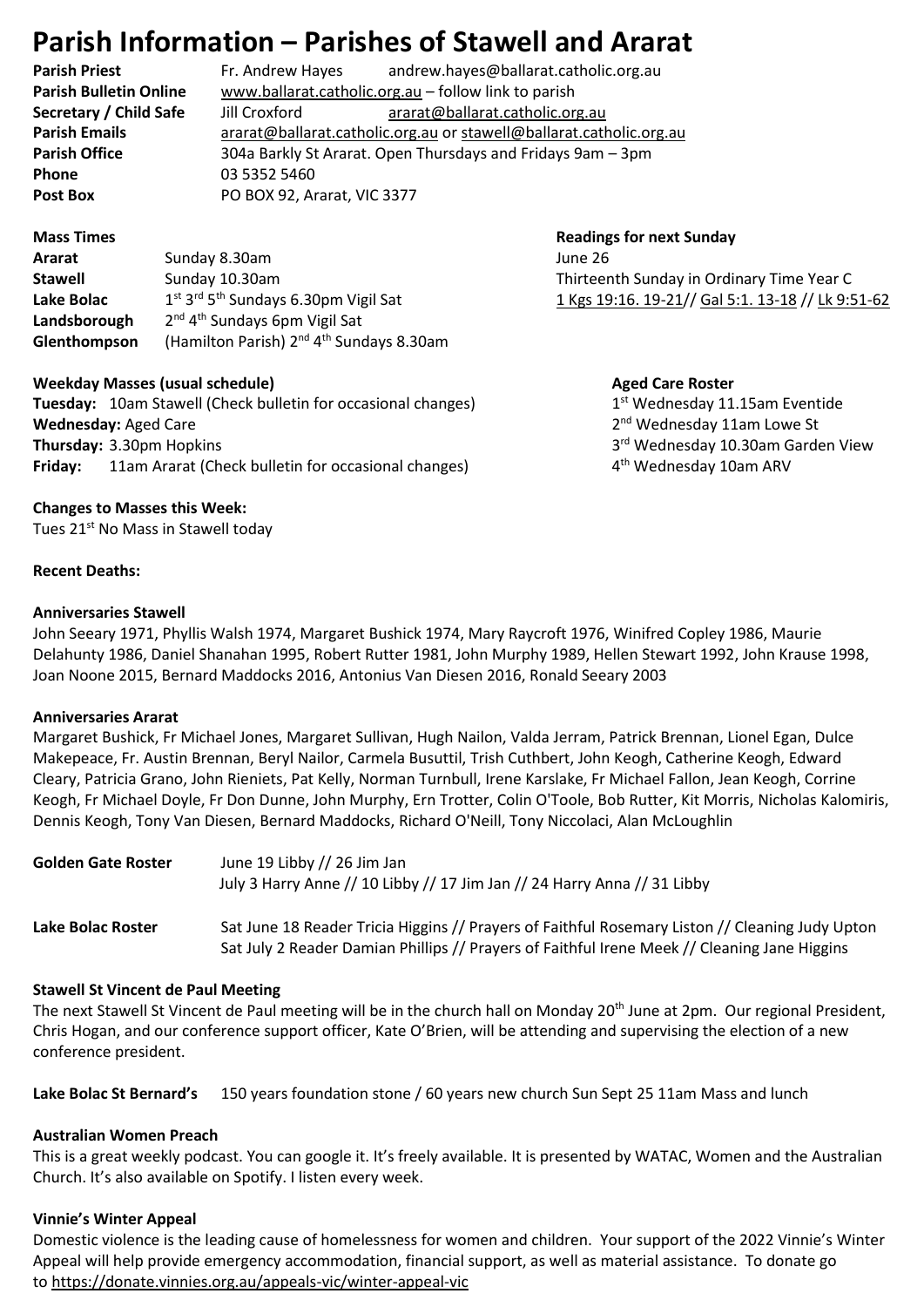# Parish Information – Parishes of Stawell and Ararat

| | | |
|---|---|---|
| **Parish Priest** | Fr. Andrew Hayes | andrew.hayes@ballarat.catholic.org.au |
| **Parish Bulletin Online** | www.ballarat.catholic.org.au – follow link to parish | |
| **Secretary / Child Safe** | Jill Croxford | ararat@ballarat.catholic.org.au |
| **Parish Emails** | ararat@ballarat.catholic.org.au or stawell@ballarat.catholic.org.au | |
| **Parish Office** | 304a Barkly St Ararat. Open Thursdays and Fridays 9am – 3pm | |
| **Phone** | 03 5352 5460 | |
| **Post Box** | PO BOX 92, Ararat, VIC 3377 | |

**Mass Times**

| | |
|---|---|
| **Ararat** | Sunday 8.30am |
| **Stawell** | Sunday 10.30am |
| **Lake Bolac** | 1st 3rd 5th Sundays 6.30pm Vigil Sat |
| **Landsborough** | 2nd 4th Sundays 6pm Vigil Sat |
| **Glenthompson** | (Hamilton Parish) 2nd 4th Sundays 8.30am |

**Readings for next Sunday**
June 26
Thirteenth Sunday in Ordinary Time Year C
1 Kgs 19:16. 19-21// Gal 5:1. 13-18 // Lk 9:51-62

**Weekday Masses (usual schedule)**

**Tuesday:** 10am Stawell (Check bulletin for occasional changes)
**Wednesday:** Aged Care
**Thursday:** 3.30pm Hopkins
**Friday:** 11am Ararat (Check bulletin for occasional changes)

**Aged Care Roster**
1st Wednesday 11.15am Eventide
2nd Wednesday 11am Lowe St
3rd Wednesday 10.30am Garden View
4th Wednesday 10am ARV

**Changes to Masses this Week:**
Tues 21st No Mass in Stawell today

**Recent Deaths:**

**Anniversaries Stawell**
John Seeary 1971, Phyllis Walsh 1974, Margaret Bushick 1974, Mary Raycroft 1976, Winifred Copley 1986, Maurie Delahunty 1986, Daniel Shanahan 1995, Robert Rutter 1981, John Murphy 1989, Hellen Stewart 1992, John Krause 1998, Joan Noone 2015, Bernard Maddocks 2016, Antonius Van Diesen 2016, Ronald Seeary 2003

**Anniversaries Ararat**
Margaret Bushick, Fr Michael Jones, Margaret Sullivan, Hugh Nailon, Valda Jerram, Patrick Brennan, Lionel Egan, Dulce Makepeace, Fr. Austin Brennan, Beryl Nailor, Carmela Busuttil, Trish Cuthbert, John Keogh, Catherine Keogh, Edward Cleary, Patricia Grano, John Rieniets, Pat Kelly, Norman Turnbull, Irene Karslake, Fr Michael Fallon, Jean Keogh, Corrine Keogh, Fr Michael Doyle, Fr Don Dunne, John Murphy, Ern Trotter, Colin O'Toole, Bob Rutter, Kit Morris, Nicholas Kalomiris, Dennis Keogh, Tony Van Diesen, Bernard Maddocks, Richard O'Neill, Tony Niccolaci, Alan McLoughlin

**Golden Gate Roster** June 19 Libby // 26 Jim Jan
July 3 Harry Anne // 10 Libby // 17 Jim Jan // 24 Harry Anna // 31 Libby

**Lake Bolac Roster** Sat June 18 Reader Tricia Higgins // Prayers of Faithful Rosemary Liston // Cleaning Judy Upton
Sat July 2 Reader Damian Phillips // Prayers of Faithful Irene Meek // Cleaning Jane Higgins

**Stawell St Vincent de Paul Meeting**
The next Stawell St Vincent de Paul meeting will be in the church hall on Monday 20th June at 2pm. Our regional President, Chris Hogan, and our conference support officer, Kate O'Brien, will be attending and supervising the election of a new conference president.

**Lake Bolac St Bernard's** 150 years foundation stone / 60 years new church Sun Sept 25 11am Mass and lunch

**Australian Women Preach**
This is a great weekly podcast. You can google it. It's freely available. It is presented by WATAC, Women and the Australian Church. It's also available on Spotify. I listen every week.

**Vinnie's Winter Appeal**
Domestic violence is the leading cause of homelessness for women and children. Your support of the 2022 Vinnie's Winter Appeal will help provide emergency accommodation, financial support, as well as material assistance. To donate go to https://donate.vinnies.org.au/appeals-vic/winter-appeal-vic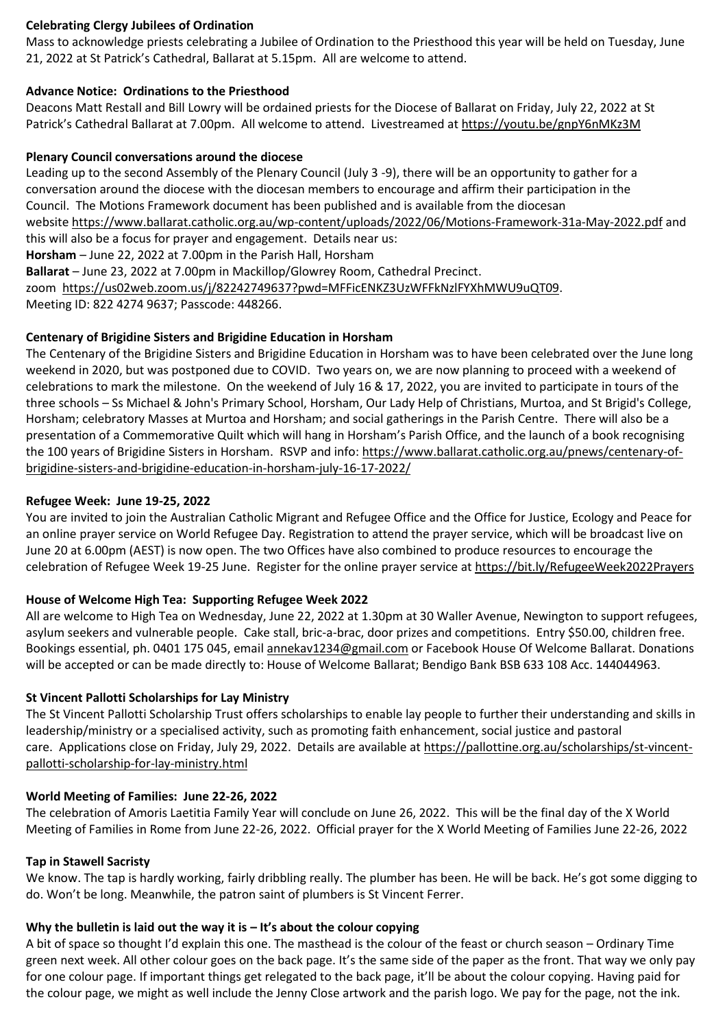**Celebrating Clergy Jubilees of Ordination**

Mass to acknowledge priests celebrating a Jubilee of Ordination to the Priesthood this year will be held on Tuesday, June 21, 2022 at St Patrick's Cathedral, Ballarat at 5.15pm. All are welcome to attend.

**Advance Notice: Ordinations to the Priesthood**

Deacons Matt Restall and Bill Lowry will be ordained priests for the Diocese of Ballarat on Friday, July 22, 2022 at St Patrick's Cathedral Ballarat at 7.00pm. All welcome to attend. Livestreamed at https://youtu.be/gnpY6nMKz3M

**Plenary Council conversations around the diocese**

Leading up to the second Assembly of the Plenary Council (July 3 -9), there will be an opportunity to gather for a conversation around the diocese with the diocesan members to encourage and affirm their participation in the Council. The Motions Framework document has been published and is available from the diocesan website https://www.ballarat.catholic.org.au/wp-content/uploads/2022/06/Motions-Framework-31a-May-2022.pdf and this will also be a focus for prayer and engagement. Details near us:

**Horsham** – June 22, 2022 at 7.00pm in the Parish Hall, Horsham

**Ballarat** – June 23, 2022 at 7.00pm in Mackillop/Glowrey Room, Cathedral Precinct.

zoom https://us02web.zoom.us/j/82242749637?pwd=MFFicENKZ3UzWFFkNzlFYXhMWU9uQT09.

Meeting ID: 822 4274 9637; Passcode: 448266.

**Centenary of Brigidine Sisters and Brigidine Education in Horsham**

The Centenary of the Brigidine Sisters and Brigidine Education in Horsham was to have been celebrated over the June long weekend in 2020, but was postponed due to COVID. Two years on, we are now planning to proceed with a weekend of celebrations to mark the milestone. On the weekend of July 16 & 17, 2022, you are invited to participate in tours of the three schools – Ss Michael & John's Primary School, Horsham, Our Lady Help of Christians, Murtoa, and St Brigid's College, Horsham; celebratory Masses at Murtoa and Horsham; and social gatherings in the Parish Centre. There will also be a presentation of a Commemorative Quilt which will hang in Horsham's Parish Office, and the launch of a book recognising the 100 years of Brigidine Sisters in Horsham. RSVP and info: https://www.ballarat.catholic.org.au/pnews/centenary-of-brigidine-sisters-and-brigidine-education-in-horsham-july-16-17-2022/

**Refugee Week: June 19-25, 2022**

You are invited to join the Australian Catholic Migrant and Refugee Office and the Office for Justice, Ecology and Peace for an online prayer service on World Refugee Day. Registration to attend the prayer service, which will be broadcast live on June 20 at 6.00pm (AEST) is now open. The two Offices have also combined to produce resources to encourage the celebration of Refugee Week 19-25 June. Register for the online prayer service at https://bit.ly/RefugeeWeek2022Prayers

**House of Welcome High Tea: Supporting Refugee Week 2022**

All are welcome to High Tea on Wednesday, June 22, 2022 at 1.30pm at 30 Waller Avenue, Newington to support refugees, asylum seekers and vulnerable people. Cake stall, bric-a-brac, door prizes and competitions. Entry $50.00, children free. Bookings essential, ph. 0401 175 045, email annekav1234@gmail.com or Facebook House Of Welcome Ballarat. Donations will be accepted or can be made directly to: House of Welcome Ballarat; Bendigo Bank BSB 633 108 Acc. 144044963.

**St Vincent Pallotti Scholarships for Lay Ministry**

The St Vincent Pallotti Scholarship Trust offers scholarships to enable lay people to further their understanding and skills in leadership/ministry or a specialised activity, such as promoting faith enhancement, social justice and pastoral care. Applications close on Friday, July 29, 2022. Details are available at https://pallottine.org.au/scholarships/st-vincent-pallotti-scholarship-for-lay-ministry.html

**World Meeting of Families: June 22-26, 2022**

The celebration of Amoris Laetitia Family Year will conclude on June 26, 2022. This will be the final day of the X World Meeting of Families in Rome from June 22-26, 2022. Official prayer for the X World Meeting of Families June 22-26, 2022

**Tap in Stawell Sacristy**

We know. The tap is hardly working, fairly dribbling really. The plumber has been. He will be back. He's got some digging to do. Won't be long. Meanwhile, the patron saint of plumbers is St Vincent Ferrer.

**Why the bulletin is laid out the way it is – It's about the colour copying**

A bit of space so thought I'd explain this one. The masthead is the colour of the feast or church season – Ordinary Time green next week. All other colour goes on the back page. It's the same side of the paper as the front. That way we only pay for one colour page. If important things get relegated to the back page, it'll be about the colour copying. Having paid for the colour page, we might as well include the Jenny Close artwork and the parish logo. We pay for the page, not the ink.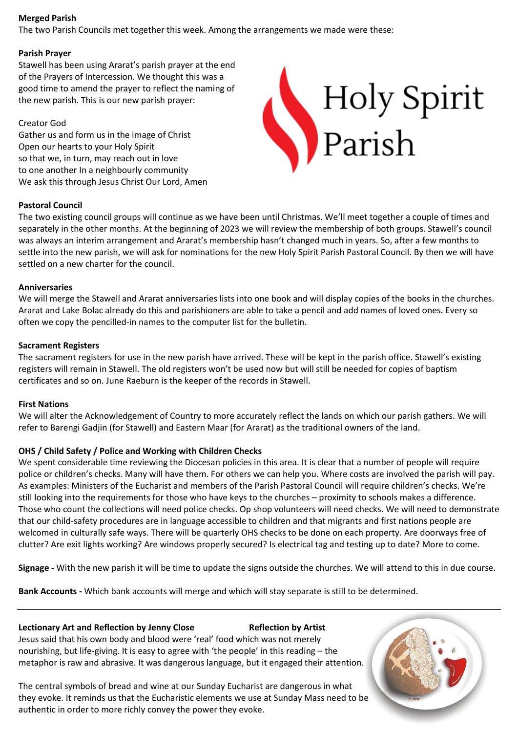**Merged Parish**

The two Parish Councils met together this week. Among the arrangements we made were these:

**Parish Prayer**

Stawell has been using Ararat's parish prayer at the end of the Prayers of Intercession. We thought this was a good time to amend the prayer to reflect the naming of the new parish. This is our new parish prayer:

Creator God
Gather us and form us in the image of Christ
Open our hearts to your Holy Spirit
so that we, in turn, may reach out in love
to one another In a neighbourly community
We ask this through Jesus Christ Our Lord, Amen

Holy Spirit Parish

**Pastoral Council**

The two existing council groups will continue as we have been until Christmas. We'll meet together a couple of times and separately in the other months. At the beginning of 2023 we will review the membership of both groups. Stawell's council was always an interim arrangement and Ararat's membership hasn't changed much in years. So, after a few months to settle into the new parish, we will ask for nominations for the new Holy Spirit Parish Pastoral Council. By then we will have settled on a new charter for the council.

**Anniversaries**

We will merge the Stawell and Ararat anniversaries lists into one book and will display copies of the books in the churches. Ararat and Lake Bolac already do this and parishioners are able to take a pencil and add names of loved ones. Every so often we copy the pencilled-in names to the computer list for the bulletin.

**Sacrament Registers**

The sacrament registers for use in the new parish have arrived. These will be kept in the parish office. Stawell's existing registers will remain in Stawell. The old registers won't be used now but will still be needed for copies of baptism certificates and so on. June Raeburn is the keeper of the records in Stawell.

**First Nations**

We will alter the Acknowledgement of Country to more accurately reflect the lands on which our parish gathers. We will refer to Barengi Gadjin (for Stawell) and Eastern Maar (for Ararat) as the traditional owners of the land.

**OHS / Child Safety / Police and Working with Children Checks**

We spent considerable time reviewing the Diocesan policies in this area. It is clear that a number of people will require police or children's checks. Many will have them. For others we can help you. Where costs are involved the parish will pay. As examples: Ministers of the Eucharist and members of the Parish Pastoral Council will require children's checks. We're still looking into the requirements for those who have keys to the churches – proximity to schools makes a difference. Those who count the collections will need police checks. Op shop volunteers will need checks. We will need to demonstrate that our child-safety procedures are in language accessible to children and that migrants and first nations people are welcomed in culturally safe ways. There will be quarterly OHS checks to be done on each property. Are doorways free of clutter? Are exit lights working? Are windows properly secured? Is electrical tag and testing up to date? More to come.

**Signage -** With the new parish it will be time to update the signs outside the churches. We will attend to this in due course.

**Bank Accounts -** Which bank accounts will merge and which will stay separate is still to be determined.

---

**Lectionary Art and Reflection by Jenny Close** **Reflection by Artist**

Jesus said that his own body and blood were 'real' food which was not merely nourishing, but life-giving. It is easy to agree with 'the people' in this reading – the metaphor is raw and abrasive. It was dangerous language, but it engaged their attention.

The central symbols of bread and wine at our Sunday Eucharist are dangerous in what they evoke. It reminds us that the Eucharistic elements we use at Sunday Mass need to be authentic in order to more richly convey the power they evoke.